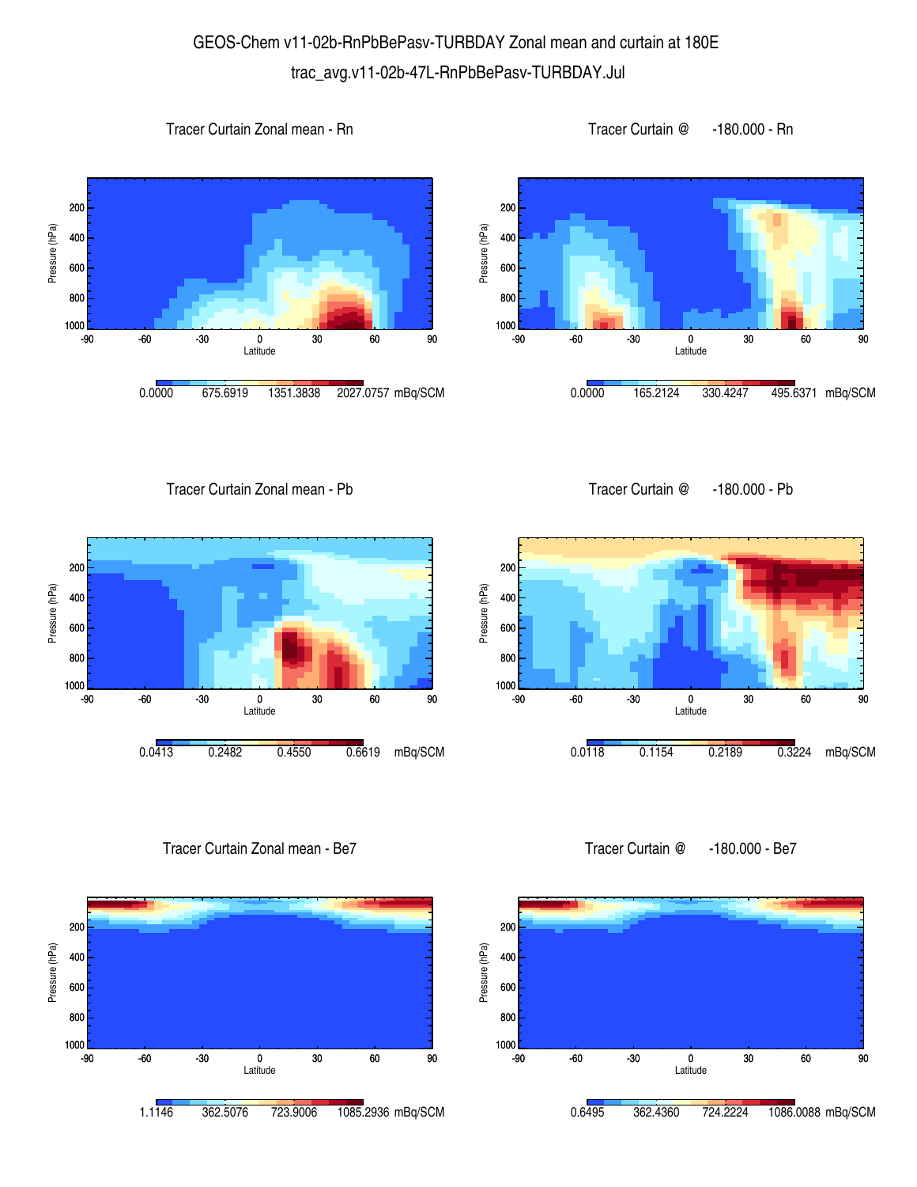# GEOS-Chem v11-02b-RnPbBePasv-TURBDAY Zonal mean and curtain at 180E

## trac_avg.v11-02b-47L-RnPbBePasv-TURBDAY.Jul

### Tracer Curtain Zonal mean - Rn

Pressure (hPa): 200, 400, 600, 800, 1000

Latitude: -90, -60, -30, 0, 30, 60, 90

0.0000 675.6919 1351.3838 2027.0757 mBq/SCM

### Tracer Curtain @ -180.000 - Rn

Pressure (hPa): 200, 400, 600, 800, 1000

Latitude: -90, -60, -30, 0, 30, 60, 90

0.0000 165.2124 330.4247 495.6371 mBq/SCM

### Tracer Curtain Zonal mean - Pb

Pressure (hPa): 200, 400, 600, 800, 1000

Latitude: -90, -60, -30, 0, 30, 60, 90

0.0413 0.2482 0.4550 0.6619 mBq/SCM

### Tracer Curtain @ -180.000 - Pb

Pressure (hPa): 200, 400, 600, 800, 1000

Latitude: -90, -60, -30, 0, 30, 60, 90

0.0118 0.1154 0.2189 0.3224 mBq/SCM

### Tracer Curtain Zonal mean - Be7

Pressure (hPa): 200, 400, 600, 800, 1000

Latitude: -90, -60, -30, 0, 30, 60, 90

1.1146 362.5076 723.9006 1085.2936 mBq/SCM

### Tracer Curtain @ -180.000 - Be7

Pressure (hPa): 200, 400, 600, 800, 1000

Latitude: -90, -60, -30, 0, 30, 60, 90

0.6495 362.4360 724.2224 1086.0088 mBq/SCM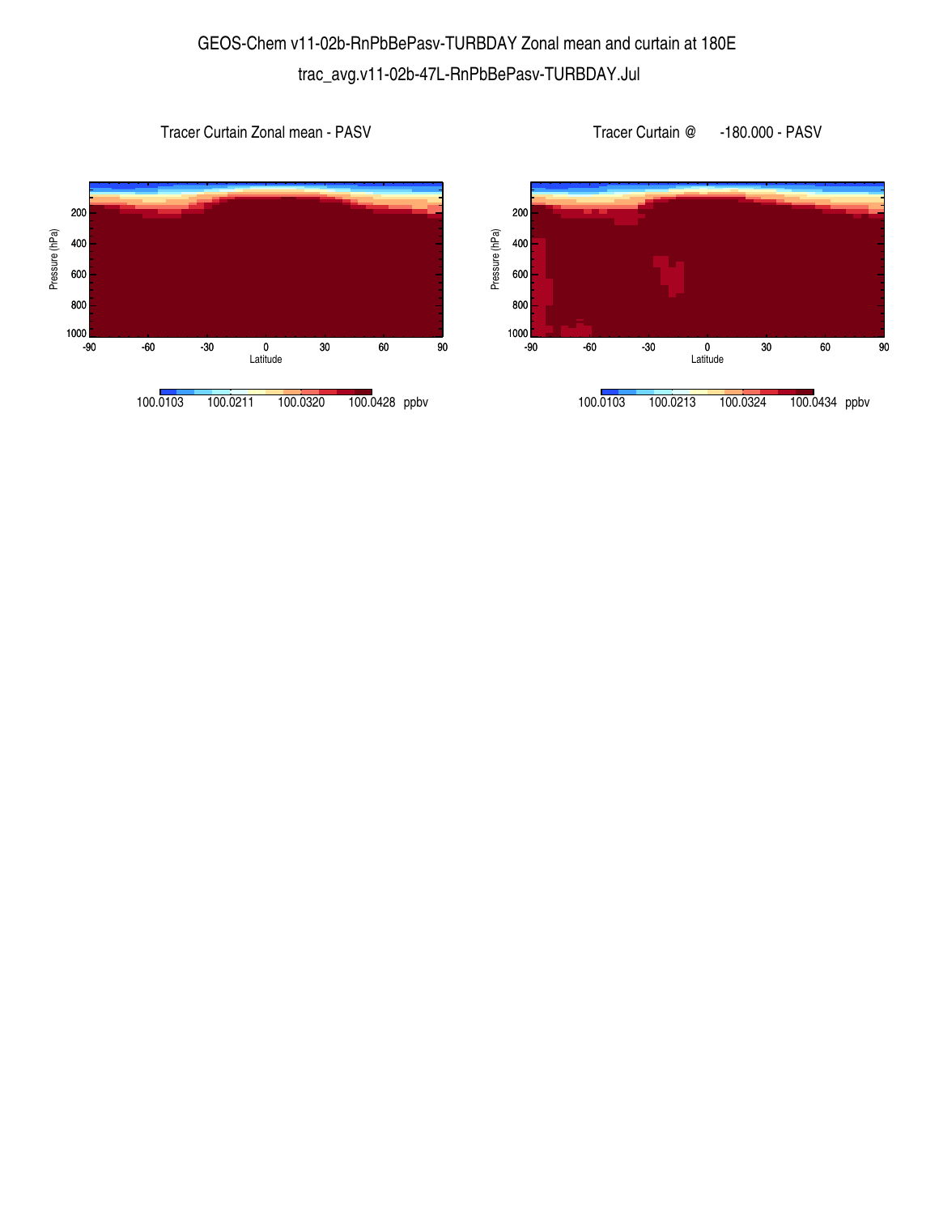GEOS-Chem v11-02b-RnPbBePasv-TURBDAY Zonal mean and curtain at 180E

trac_avg.v11-02b-47L-RnPbBePasv-TURBDAY.Jul

Tracer Curtain Zonal mean - PASV

Pressure (hPa)
200
400
600
800
1000
-90
-60
-30
0
30
60
90
Latitude

100.0103
100.0211
100.0320
100.0428
ppbv

Tracer Curtain @ -180.000 - PASV

Pressure (hPa)
200
400
600
800
1000
-90
-60
-30
0
30
60
90
Latitude

100.0103
100.0213
100.0324
100.0434
ppbv